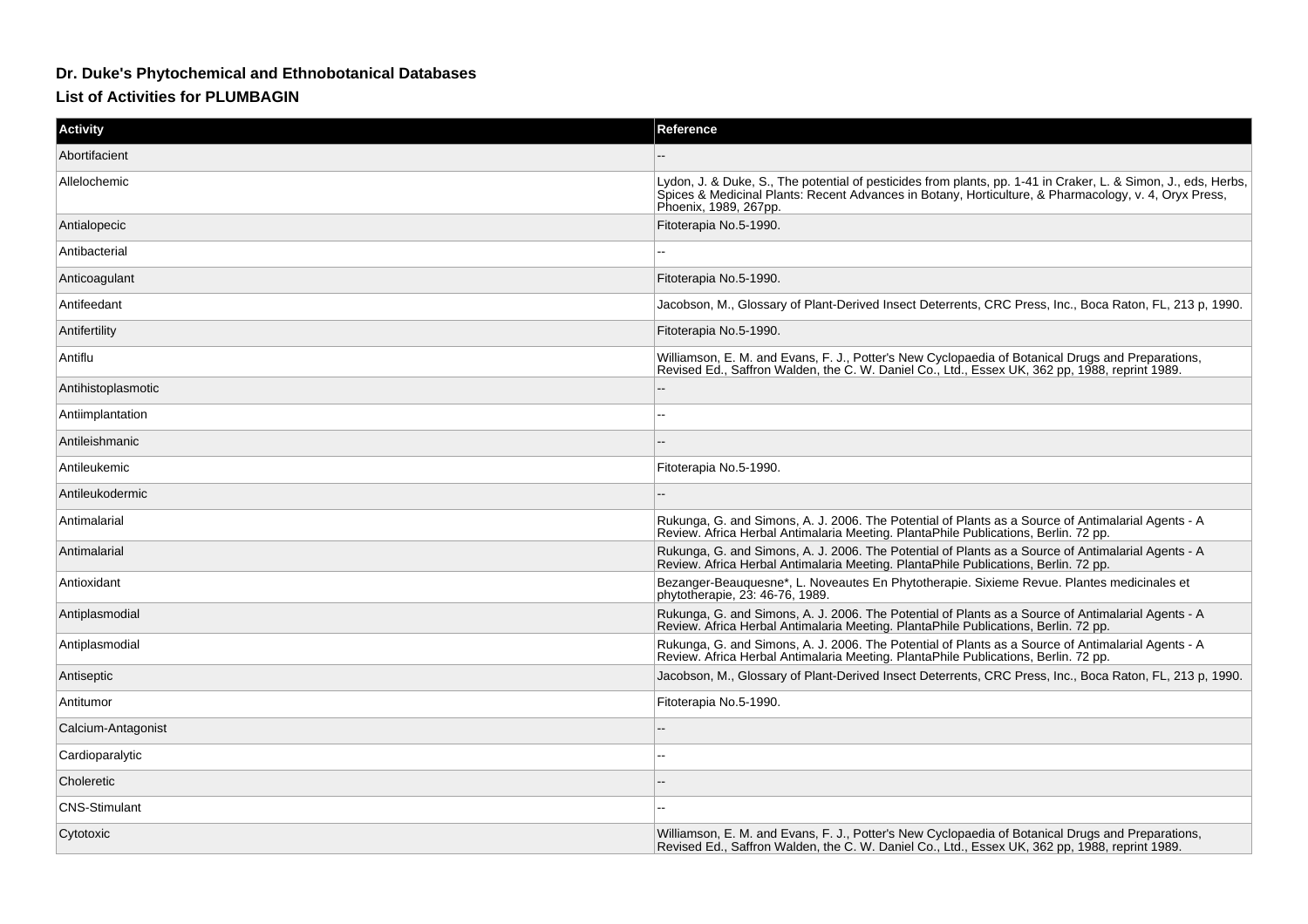## Dr. Duke's Phytochemical and Ethnobotanical Databases

### List of Activities for PLUMBAGIN

| Activity | Reference |
| --- | --- |
| Abortifacient | -- |
| Allelochemic | Lydon, J. & Duke, S., The potential of pesticides from plants, pp. 1-41 in Craker, L. & Simon, J., eds, Herbs, Spices & Medicinal Plants: Recent Advances in Botany, Horticulture, & Pharmacology, v. 4, Oryx Press, Phoenix, 1989, 267pp. |
| Antialopecic | Fitoterapia No.5-1990. |
| Antibacterial | -- |
| Anticoagulant | Fitoterapia No.5-1990. |
| Antifeedant | Jacobson, M., Glossary of Plant-Derived Insect Deterrents, CRC Press, Inc., Boca Raton, FL, 213 p, 1990. |
| Antifertility | Fitoterapia No.5-1990. |
| Antiflu | Williamson, E. M. and Evans, F. J., Potter's New Cyclopaedia of Botanical Drugs and Preparations, Revised Ed., Saffron Walden, the C. W. Daniel Co., Ltd., Essex UK, 362 pp, 1988, reprint 1989. |
| Antihistoplasmotic | -- |
| Antiimplantation | -- |
| Antileishmanic | -- |
| Antileukemic | Fitoterapia No.5-1990. |
| Antileukodermic | -- |
| Antimalarial | Rukunga, G. and Simons, A. J. 2006. The Potential of Plants as a Source of Antimalarial Agents - A Review. Africa Herbal Antimalaria Meeting. PlantaPhile Publications, Berlin. 72 pp. |
| Antimalarial | Rukunga, G. and Simons, A. J. 2006. The Potential of Plants as a Source of Antimalarial Agents - A Review. Africa Herbal Antimalaria Meeting. PlantaPhile Publications, Berlin. 72 pp. |
| Antioxidant | Bezanger-Beauquesne*, L. Noveautes En Phytotherapie. Sixieme Revue. Plantes medicinales et phytotherapie, 23: 46-76, 1989. |
| Antiplasmodial | Rukunga, G. and Simons, A. J. 2006. The Potential of Plants as a Source of Antimalarial Agents - A Review. Africa Herbal Antimalaria Meeting. PlantaPhile Publications, Berlin. 72 pp. |
| Antiplasmodial | Rukunga, G. and Simons, A. J. 2006. The Potential of Plants as a Source of Antimalarial Agents - A Review. Africa Herbal Antimalaria Meeting. PlantaPhile Publications, Berlin. 72 pp. |
| Antiseptic | Jacobson, M., Glossary of Plant-Derived Insect Deterrents, CRC Press, Inc., Boca Raton, FL, 213 p, 1990. |
| Antitumor | Fitoterapia No.5-1990. |
| Calcium-Antagonist | -- |
| Cardioparalytic | -- |
| Choleretic | -- |
| CNS-Stimulant | -- |
| Cytotoxic | Williamson, E. M. and Evans, F. J., Potter's New Cyclopaedia of Botanical Drugs and Preparations, Revised Ed., Saffron Walden, the C. W. Daniel Co., Ltd., Essex UK, 362 pp, 1988, reprint 1989. |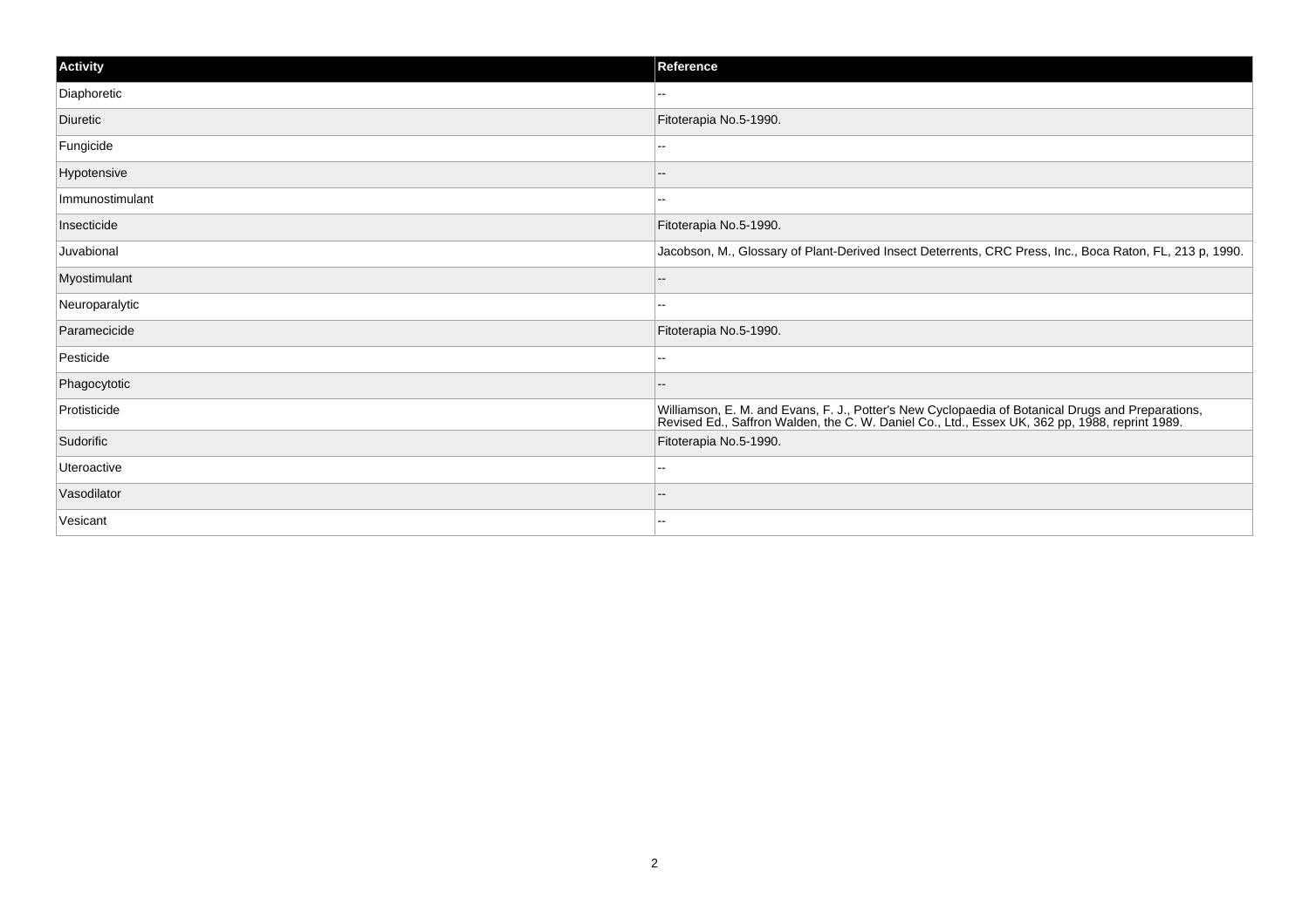| Activity | Reference |
| --- | --- |
| Diaphoretic | -- |
| Diuretic | Fitoterapia No.5-1990. |
| Fungicide | -- |
| Hypotensive | -- |
| Immunostimulant | -- |
| Insecticide | Fitoterapia No.5-1990. |
| Juvabional | Jacobson, M., Glossary of Plant-Derived Insect Deterrents, CRC Press, Inc., Boca Raton, FL, 213 p, 1990. |
| Myostimulant | -- |
| Neuroparalytic | -- |
| Paramecicide | Fitoterapia No.5-1990. |
| Pesticide | -- |
| Phagocytotic | -- |
| Protisticide | Williamson, E. M. and Evans, F. J., Potter's New Cyclopaedia of Botanical Drugs and Preparations, Revised Ed., Saffron Walden, the C. W. Daniel Co., Ltd., Essex UK, 362 pp, 1988, reprint 1989. |
| Sudorific | Fitoterapia No.5-1990. |
| Uteroactive | -- |
| Vasodilator | -- |
| Vesicant | -- |